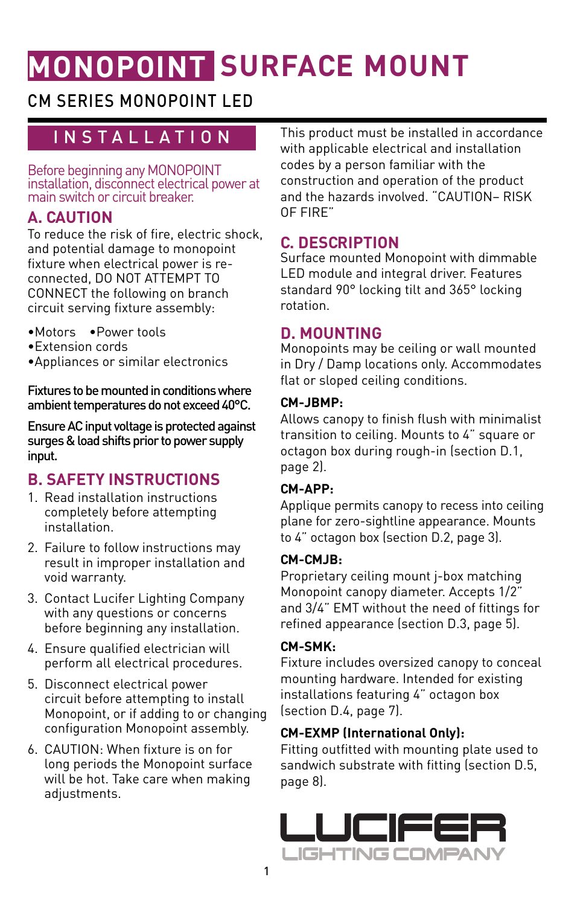# MONOPOINT SURFACE MOUNT

## CM SERIES MONOPOINT LED

## INSTALLATION

Before beginning any MONOPOINT installation, disconnect electrical power at main switch or circuit breaker.

### A. CAUTION

To reduce the risk of fire, electric shock, and potential damage to monopoint fixture when electrical power is re-connected, DO NOT ATTEMPT TO CONNECT the following on branch circuit serving fixture assembly:

- Motors
- Power tools
- Extension cords
- Appliances or similar electronics

**Fixtures to be mounted in conditions where ambient temperatures do not exceed 40°C.**

**Ensure AC input voltage is protected against surges & load shifts prior to power supply input.**

### B. SAFETY INSTRUCTIONS

1. Read installation instructions completely before attempting installation.
2. Failure to follow instructions may result in improper installation and void warranty.
3. Contact Lucifer Lighting Company with any questions or concerns before beginning any installation.
4. Ensure qualified electrician will perform all electrical procedures.
5. Disconnect electrical power circuit before attempting to install Monopoint, or if adding to or changing configuration Monopoint assembly.
6. CAUTION: When fixture is on for long periods the Monopoint surface will be hot. Take care when making adjustments.

This product must be installed in accordance with applicable electrical and installation codes by a person familiar with the construction and operation of the product and the hazards involved. "CAUTION– RISK OF FIRE"

### C. DESCRIPTION

Surface mounted Monopoint with dimmable LED module and integral driver. Features standard 90° locking tilt and 365° locking rotation.

### D. MOUNTING

Monopoints may be ceiling or wall mounted in Dry / Damp locations only. Accommodates flat or sloped ceiling conditions.

**CM-JBMP:**

Allows canopy to finish flush with minimalist transition to ceiling. Mounts to 4" square or octagon box during rough-in (section D.1, page 2).

**CM-APP:**

Applique permits canopy to recess into ceiling plane for zero-sightline appearance. Mounts to 4" octagon box (section D.2, page 3).

**CM-CMJB:**

Proprietary ceiling mount j-box matching Monopoint canopy diameter. Accepts 1/2" and 3/4" EMT without the need of fittings for refined appearance (section D.3, page 5).

**CM-SMK:**

Fixture includes oversized canopy to conceal mounting hardware. Intended for existing installations featuring 4" octagon box (section D.4, page 7).

**CM-EXMP (International Only):**

Fitting outfitted with mounting plate used to sandwich substrate with fitting (section D.5, page 8).

LUCIFER LIGHTING COMPANY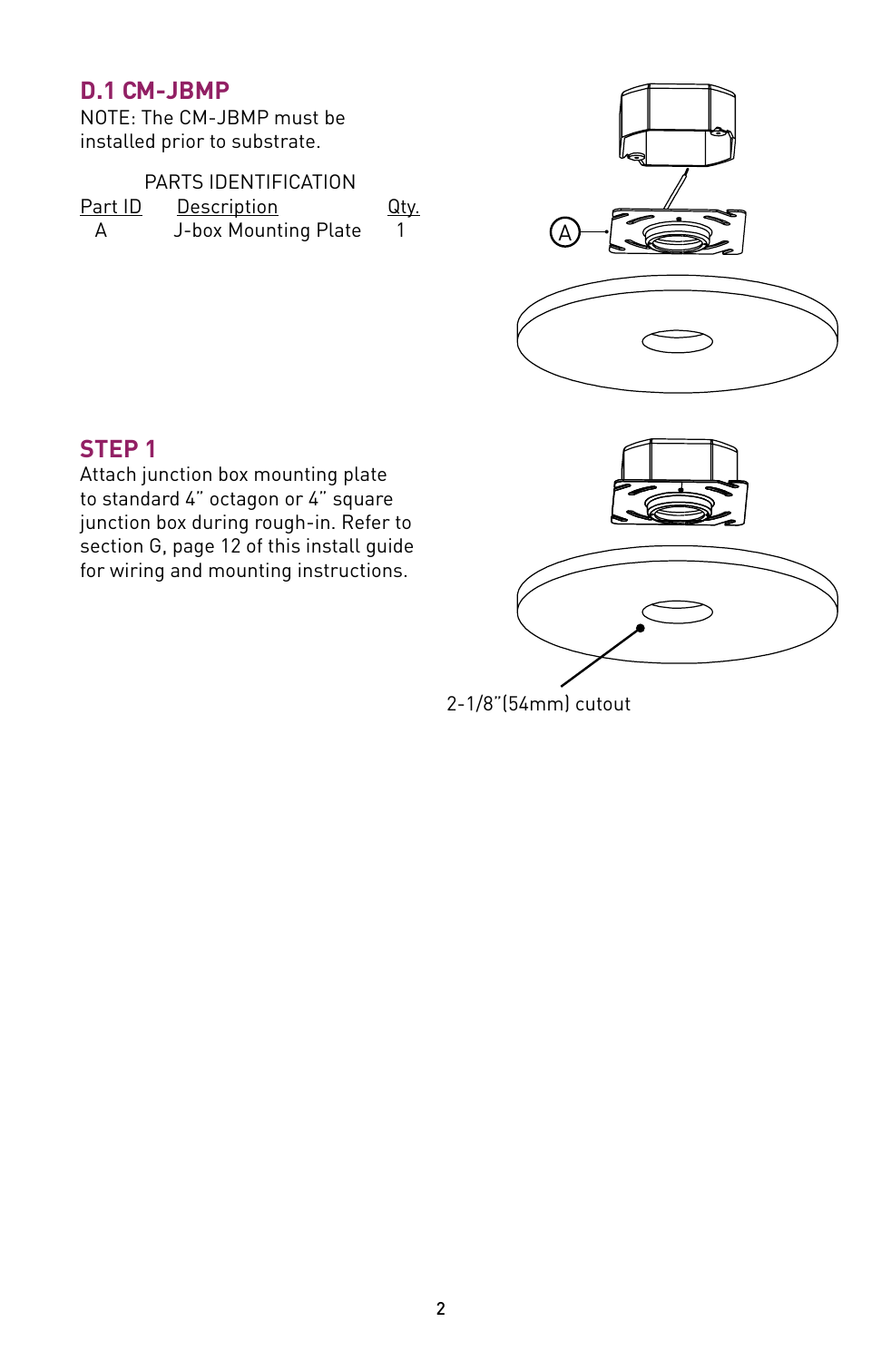## D.1 CM-JBMP

NOTE: The CM-JBMP must be installed prior to substrate.

PARTS IDENTIFICATION

| Part ID | Description | Qty. |
| --- | --- | --- |
| A | J-box Mounting Plate | 1 |

A

## STEP 1

Attach junction box mounting plate to standard 4" octagon or 4" square junction box during rough-in. Refer to section G, page 12 of this install guide for wiring and mounting instructions.

2-1/8"(54mm) cutout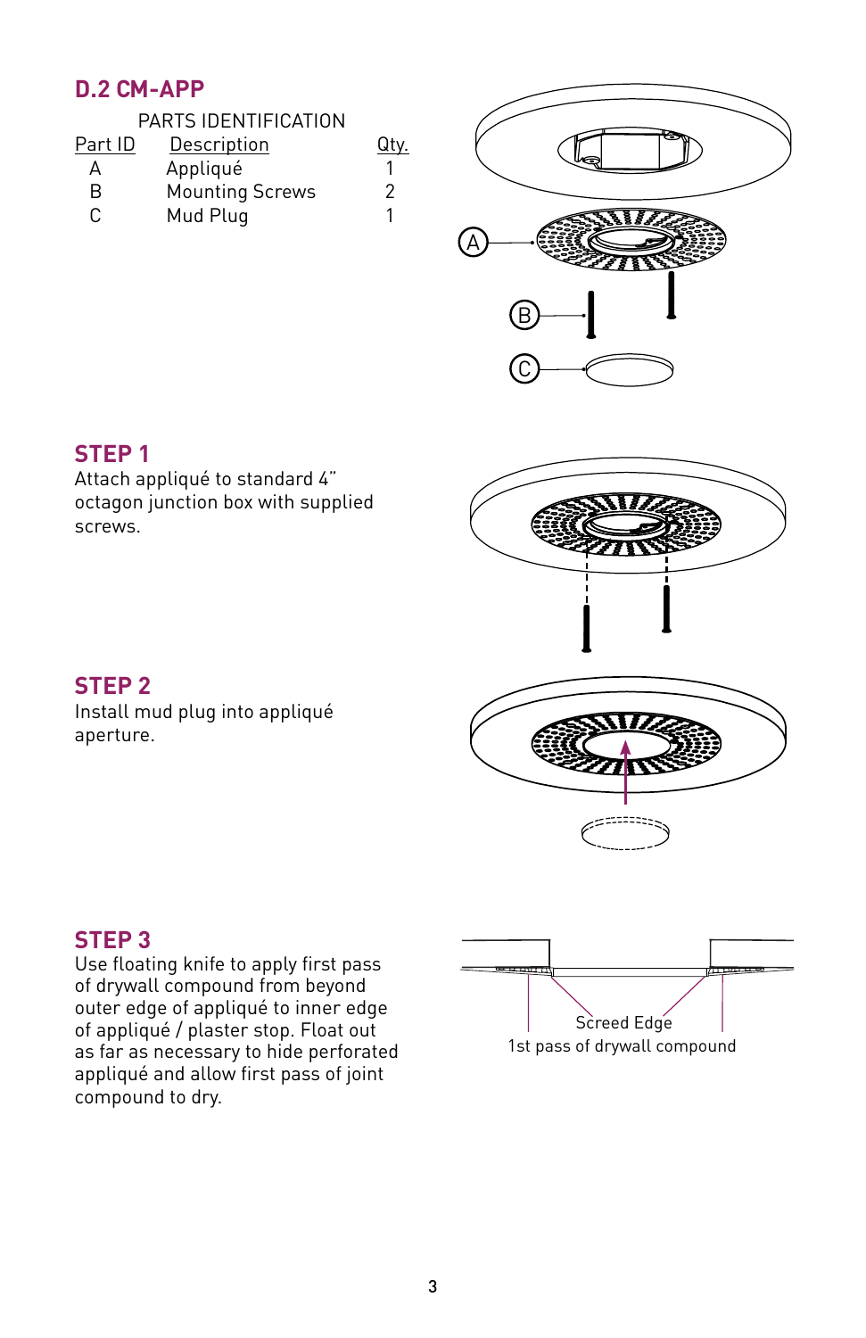## D.2 CM-APP

PARTS IDENTIFICATION

| Part ID | Description | Qty. |
|---|---|---|
| A | Appliqué | 1 |
| B | Mounting Screws | 2 |
| C | Mud Plug | 1 |

### STEP 1

Attach appliqué to standard 4" octagon junction box with supplied screws.

### STEP 2

Install mud plug into appliqué aperture.

### STEP 3

Use floating knife to apply first pass of drywall compound from beyond outer edge of appliqué to inner edge of appliqué / plaster stop. Float out as far as necessary to hide perforated appliqué and allow first pass of joint compound to dry.

Screed Edge

1st pass of drywall compound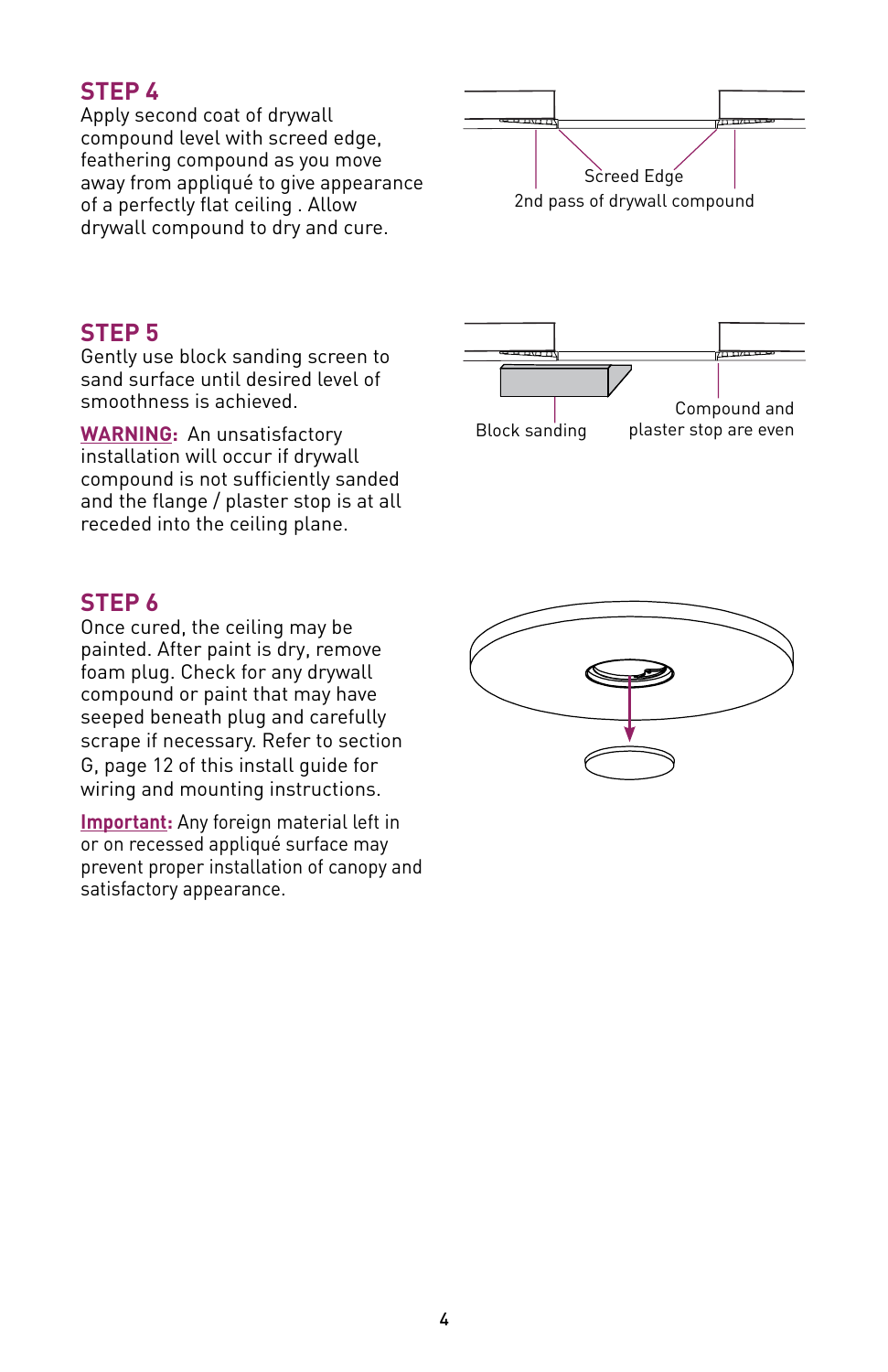## STEP 4

Apply second coat of drywall compound level with screed edge, feathering compound as you move away from appliqué to give appearance of a perfectly flat ceiling . Allow drywall compound to dry and cure.

Screed Edge

2nd pass of drywall compound

## STEP 5

Gently use block sanding screen to sand surface until desired level of smoothness is achieved.

**WARNING:** An unsatisfactory installation will occur if drywall compound is not sufficiently sanded and the flange / plaster stop is at all receded into the ceiling plane.

Block sanding

Compound and plaster stop are even

## STEP 6

Once cured, the ceiling may be painted. After paint is dry, remove foam plug. Check for any drywall compound or paint that may have seeped beneath plug and carefully scrape if necessary. Refer to section G, page 12 of this install guide for wiring and mounting instructions.

**Important:** Any foreign material left in or on recessed appliqué surface may prevent proper installation of canopy and satisfactory appearance.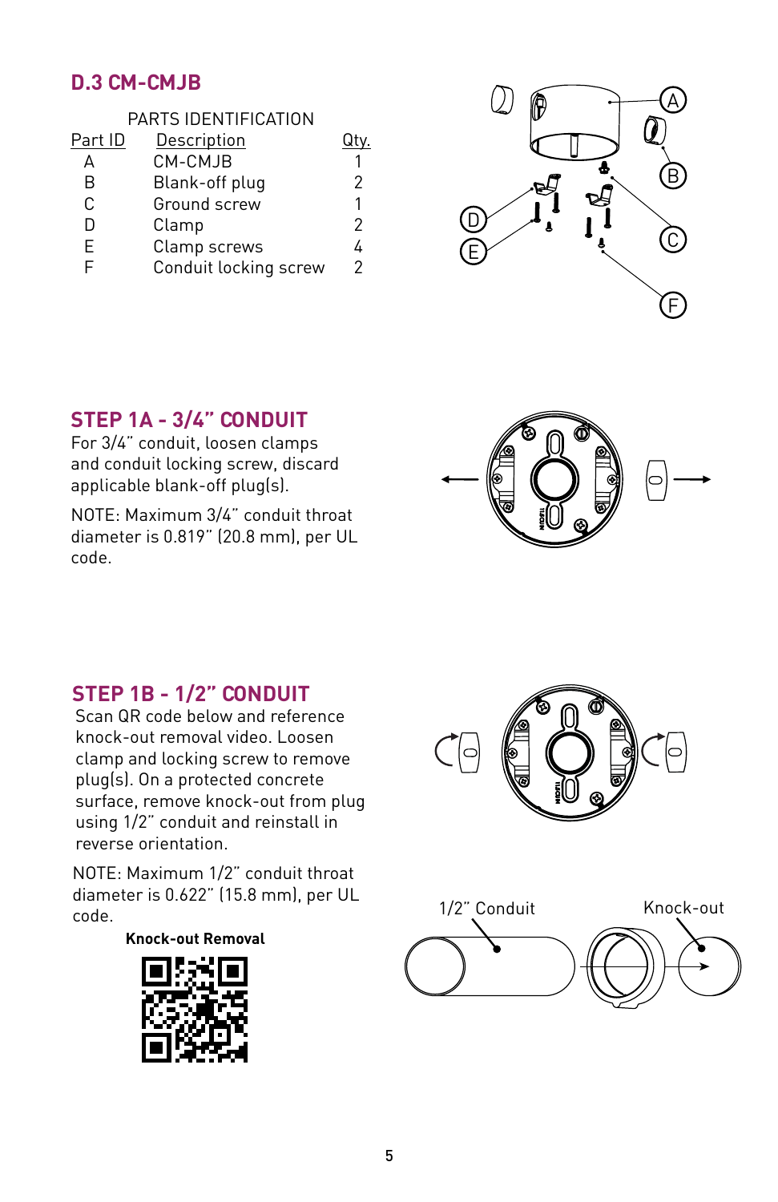## D.3 CM-CMJB

PARTS IDENTIFICATION

| Part ID | Description | Qty. |
|---|---|---|
| A | CM-CMJB | 1 |
| B | Blank-off plug | 2 |
| C | Ground screw | 1 |
| D | Clamp | 2 |
| E | Clamp screws | 4 |
| F | Conduit locking screw | 2 |

## STEP 1A - 3/4" CONDUIT

For 3/4" conduit, loosen clamps and conduit locking screw, discard applicable blank-off plug(s).

NOTE: Maximum 3/4" conduit throat diameter is 0.819" (20.8 mm), per UL code.

## STEP 1B - 1/2" CONDUIT

Scan QR code below and reference knock-out removal video. Loosen clamp and locking screw to remove plug(s). On a protected concrete surface, remove knock-out from plug using 1/2" conduit and reinstall in reverse orientation.

NOTE: Maximum 1/2" conduit throat diameter is 0.622" (15.8 mm), per UL code.

**Knock-out Removal**

1/2" Conduit

Knock-out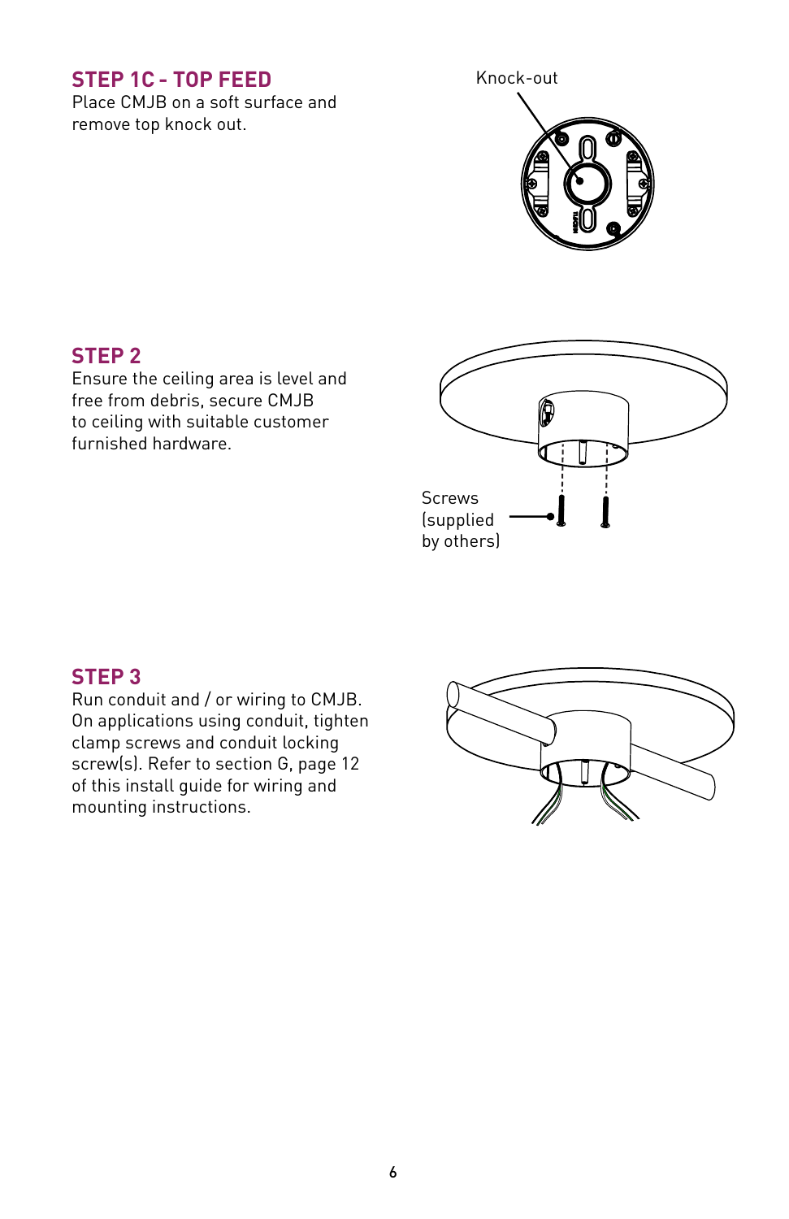## STEP 1C - TOP FEED

Place CMJB on a soft surface and remove top knock out.

Knock-out

## STEP 2

Ensure the ceiling area is level and free from debris, secure CMJB to ceiling with suitable customer furnished hardware.

Screws (supplied by others)

## STEP 3

Run conduit and / or wiring to CMJB. On applications using conduit, tighten clamp screws and conduit locking screw(s). Refer to section G, page 12 of this install guide for wiring and mounting instructions.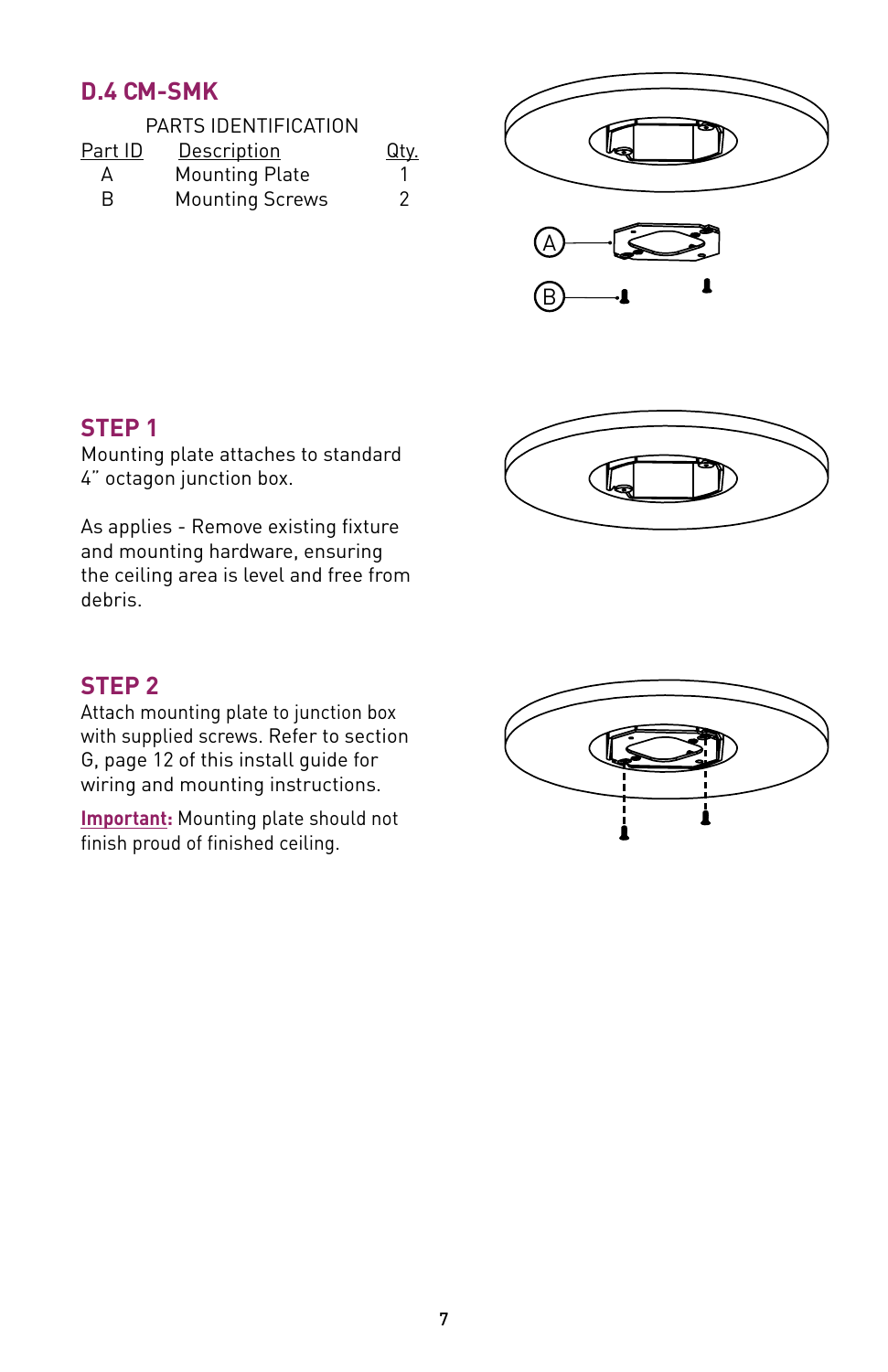## D.4 CM-SMK

PARTS IDENTIFICATION

| Part ID | Description | Qty. |
| --- | --- | --- |
| A | Mounting Plate | 1 |
| B | Mounting Screws | 2 |

## STEP 1

Mounting plate attaches to standard 4" octagon junction box.

As applies - Remove existing fixture and mounting hardware, ensuring the ceiling area is level and free from debris.

## STEP 2

Attach mounting plate to junction box with supplied screws. Refer to section G, page 12 of this install guide for wiring and mounting instructions.

**Important:** Mounting plate should not finish proud of finished ceiling.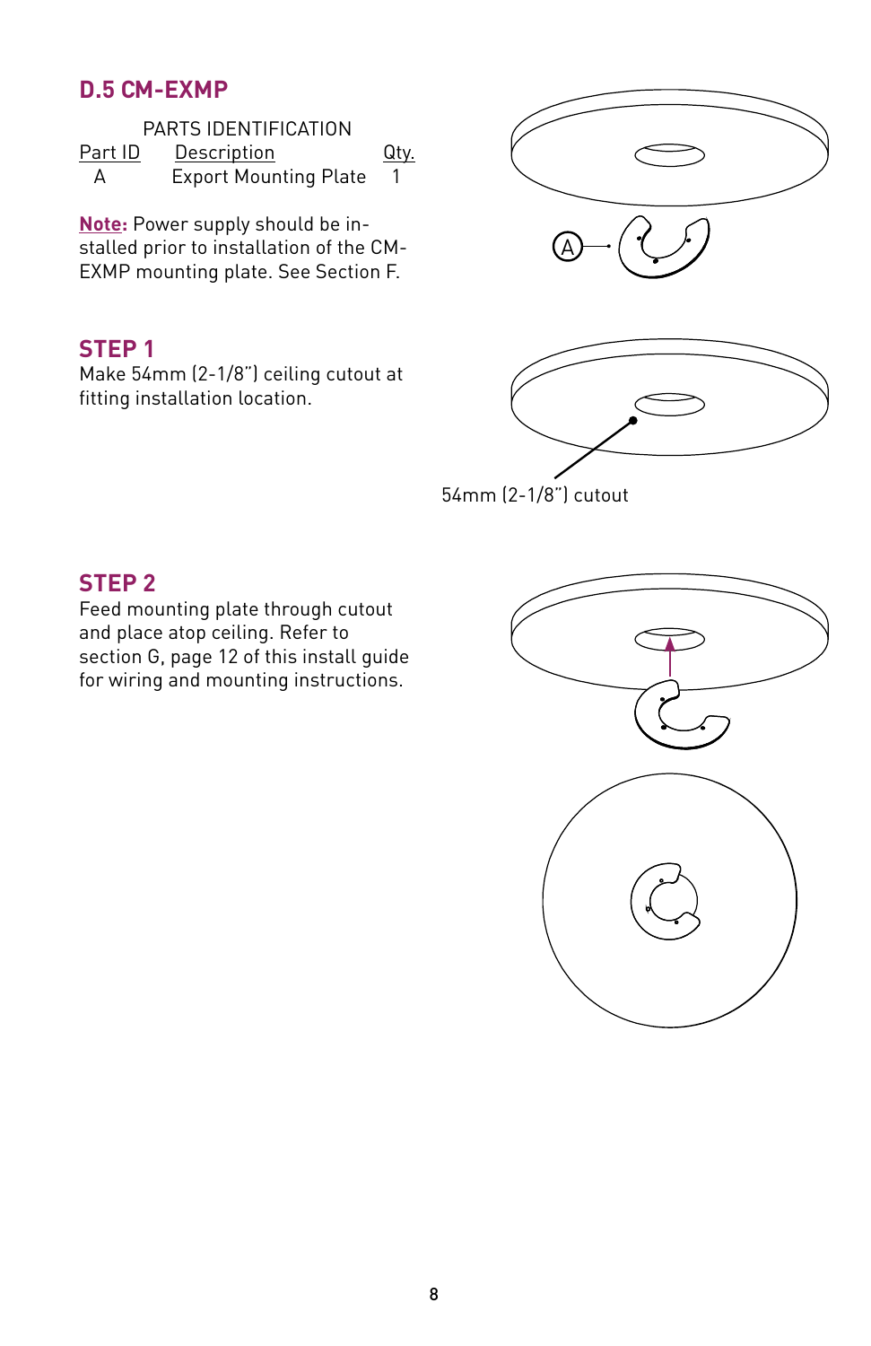## D.5 CM-EXMP

PARTS IDENTIFICATION

| Part ID | Description | Qty. |
|---|---|---|
| A | Export Mounting Plate | 1 |

**Note:** Power supply should be installed prior to installation of the CM-EXMP mounting plate. See Section F.

### STEP 1

Make 54mm (2-1/8") ceiling cutout at fitting installation location.

54mm (2-1/8") cutout

### STEP 2

Feed mounting plate through cutout and place atop ceiling. Refer to section G, page 12 of this install guide for wiring and mounting instructions.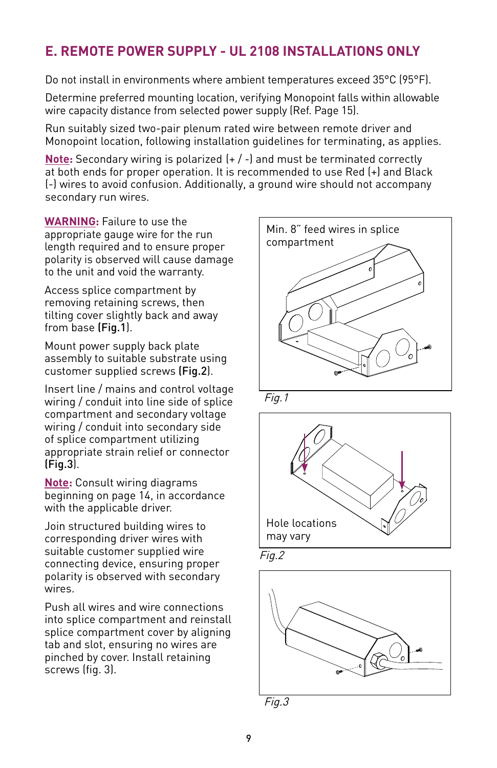## E. REMOTE POWER SUPPLY - UL 2108 INSTALLATIONS ONLY

Do not install in environments where ambient temperatures exceed 35°C (95°F).

Determine preferred mounting location, verifying Monopoint falls within allowable wire capacity distance from selected power supply (Ref. Page 15).

Run suitably sized two-pair plenum rated wire between remote driver and Monopoint location, following installation guidelines for terminating, as applies.

**Note:** Secondary wiring is polarized (+ / -) and must be terminated correctly at both ends for proper operation. It is recommended to use Red (+) and Black (-) wires to avoid confusion. Additionally, a ground wire should not accompany secondary run wires.

**WARNING:** Failure to use the appropriate gauge wire for the run length required and to ensure proper polarity is observed will cause damage to the unit and void the warranty.

Access splice compartment by removing retaining screws, then tilting cover slightly back and away from base (**Fig.1**).

Mount power supply back plate assembly to suitable substrate using customer supplied screws (**Fig.2**).

Insert line / mains and control voltage wiring / conduit into line side of splice compartment and secondary voltage wiring / conduit into secondary side of splice compartment utilizing appropriate strain relief or connector (**Fig.3**).

**Note:** Consult wiring diagrams beginning on page 14, in accordance with the applicable driver.

Join structured building wires to corresponding driver wires with suitable customer supplied wire connecting device, ensuring proper polarity is observed with secondary wires.

Push all wires and wire connections into splice compartment and reinstall splice compartment cover by aligning tab and slot, ensuring no wires are pinched by cover. Install retaining screws (fig. 3).

Min. 8" feed wires in splice compartment

*Fig.1*

Hole locations may vary

*Fig.2*

*Fig.3*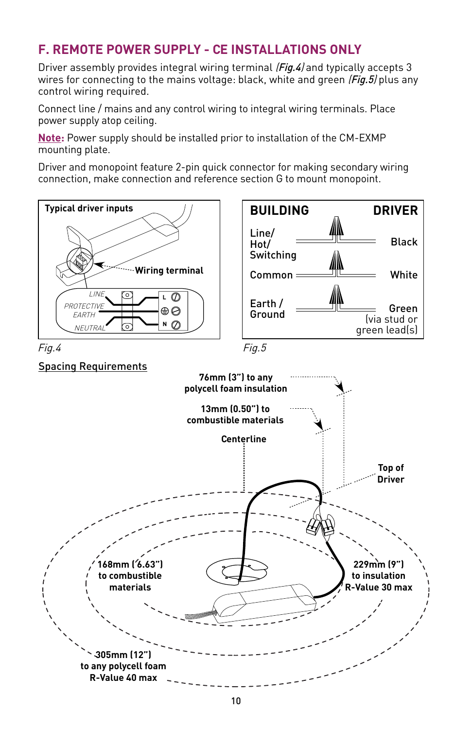## F. REMOTE POWER SUPPLY - CE INSTALLATIONS ONLY

Driver assembly provides integral wiring terminal *(Fig.4)* and typically accepts 3 wires for connecting to the mains voltage: black, white and green *(Fig.5)* plus any control wiring required.

Connect line / mains and any control wiring to integral wiring terminals. Place power supply atop ceiling.

**Note:** Power supply should be installed prior to installation of the CM-EXMP mounting plate.

Driver and monopoint feature 2-pin quick connector for making secondary wiring connection, make connection and reference section G to mount monopoint.

**Typical driver inputs**

**Wiring terminal**

LINE
PROTECTIVE EARTH
NEUTRAL

*Fig.4*

| BUILDING | DRIVER |
|---|---|
| Line/ Hot/ Switching | Black |
| Common | White |
| Earth / Ground | Green (via stud or green lead(s) |

*Fig.5*

<u>Spacing Requirements</u>

**76mm (3") to any polycell foam insulation**

**13mm (0.50") to combustible materials**

**Centerline**

**Top of Driver**

**168mm (6.63") to combustible materials**

**229mm (9") to insulation R-Value 30 max**

**305mm (12") to any polycell foam R-Value 40 max**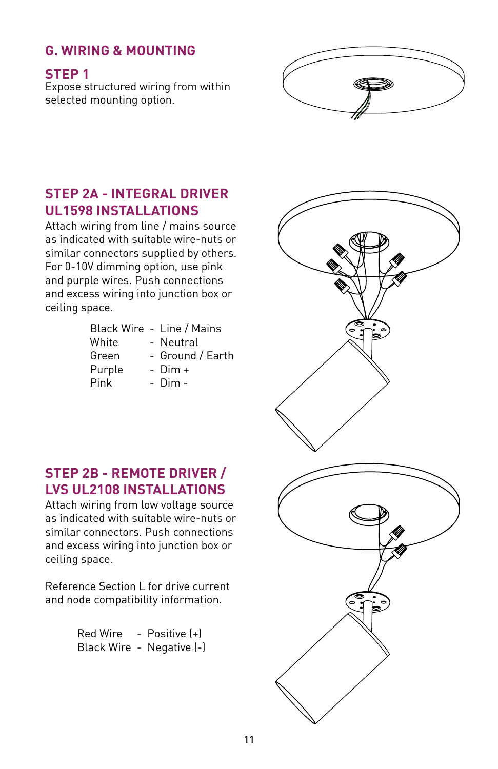## G. WIRING & MOUNTING

### STEP 1

Expose structured wiring from within selected mounting option.

### STEP 2A - INTEGRAL DRIVER UL1598 INSTALLATIONS

Attach wiring from line / mains source as indicated with suitable wire-nuts or similar connectors supplied by others. For 0-10V dimming option, use pink and purple wires. Push connections and excess wiring into junction box or ceiling space.

| | | |
|---|---|---|
| Black Wire | - | Line / Mains |
| White | - | Neutral |
| Green | - | Ground / Earth |
| Purple | - | Dim + |
| Pink | - | Dim - |

### STEP 2B - REMOTE DRIVER / LVS UL2108 INSTALLATIONS

Attach wiring from low voltage source as indicated with suitable wire-nuts or similar connectors. Push connections and excess wiring into junction box or ceiling space.

Reference Section L for drive current and node compatibility information.

| | | |
|---|---|---|
| Red Wire | - | Positive (+) |
| Black Wire | - | Negative (-) |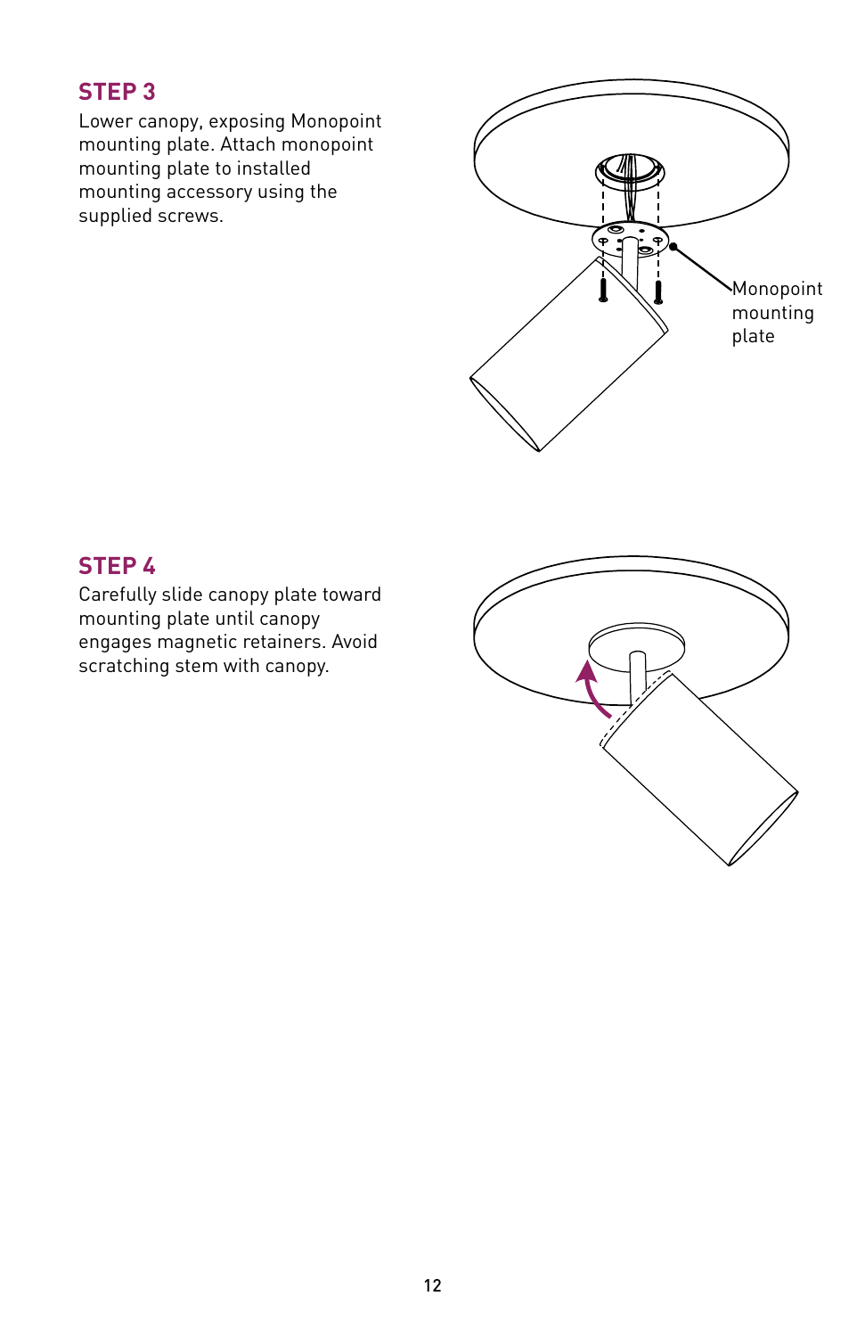## STEP 3

Lower canopy, exposing Monopoint mounting plate. Attach monopoint mounting plate to installed mounting accessory using the supplied screws.

Monopoint mounting plate

## STEP 4

Carefully slide canopy plate toward mounting plate until canopy engages magnetic retainers. Avoid scratching stem with canopy.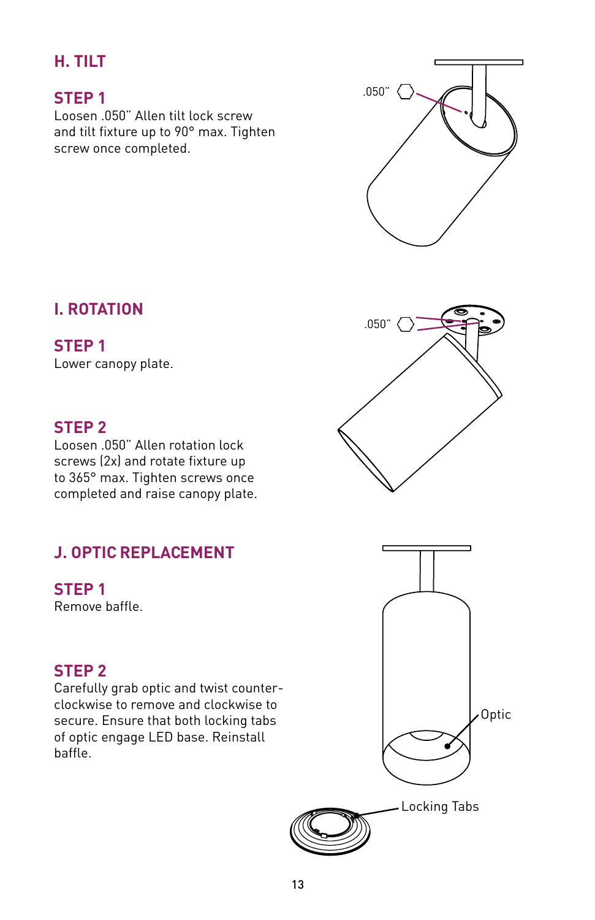## H. TILT

### STEP 1

Loosen .050” Allen tilt lock screw and tilt fixture up to 90° max. Tighten screw once completed.

.050”

## I. ROTATION

### STEP 1

Lower canopy plate.

### STEP 2

Loosen .050” Allen rotation lock screws (2x) and rotate fixture up to 365° max. Tighten screws once completed and raise canopy plate.

.050”

## J. OPTIC REPLACEMENT

### STEP 1

Remove baffle.

### STEP 2

Carefully grab optic and twist counter-clockwise to remove and clockwise to secure. Ensure that both locking tabs of optic engage LED base. Reinstall baffle.

Optic

Locking Tabs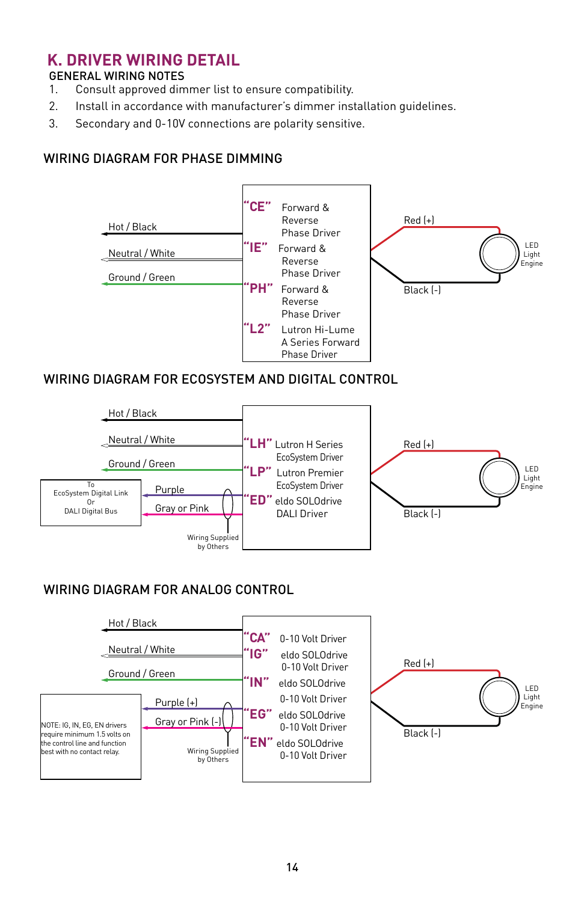## K. DRIVER WIRING DETAIL

### GENERAL WIRING NOTES

1. Consult approved dimmer list to ensure compatibility.
2. Install in accordance with manufacturer's dimmer installation guidelines.
3. Secondary and 0-10V connections are polarity sensitive.

### WIRING DIAGRAM FOR PHASE DIMMING

Hot / Black

Neutral / White

Ground / Green

**"CE"** Forward & Reverse Phase Driver

**"IE"** Forward & Reverse Phase Driver

**"PH"** Forward & Reverse Phase Driver

**"L2"** Lutron Hi-Lume A Series Forward Phase Driver

Red (+)

Black (-)

LED Light Engine

### WIRING DIAGRAM FOR ECOSYSTEM AND DIGITAL CONTROL

Hot / Black

Neutral / White

Ground / Green

To EcoSystem Digital Link Or DALI Digital Bus

Purple

Gray or Pink

Wiring Supplied by Others

**"LH"** Lutron H Series EcoSystem Driver

**"LP"** Lutron Premier EcoSystem Driver

**"ED"** eldo SOLOdrive DALI Driver

Red (+)

Black (-)

LED Light Engine

### WIRING DIAGRAM FOR ANALOG CONTROL

Hot / Black

Neutral / White

Ground / Green

NOTE: IG, IN, EG, EN drivers require minimum 1.5 volts on the control line and function best with no contact relay.

Purple (+)

Gray or Pink (-)

Wiring Supplied by Others

**"CA"** 0-10 Volt Driver

**"IG"** eldo SOLOdrive 0-10 Volt Driver

**"IN"** eldo SOLOdrive 0-10 Volt Driver

**"EG"** eldo SOLOdrive 0-10 Volt Driver

**"EN"** eldo SOLOdrive 0-10 Volt Driver

Red (+)

Black (-)

LED Light Engine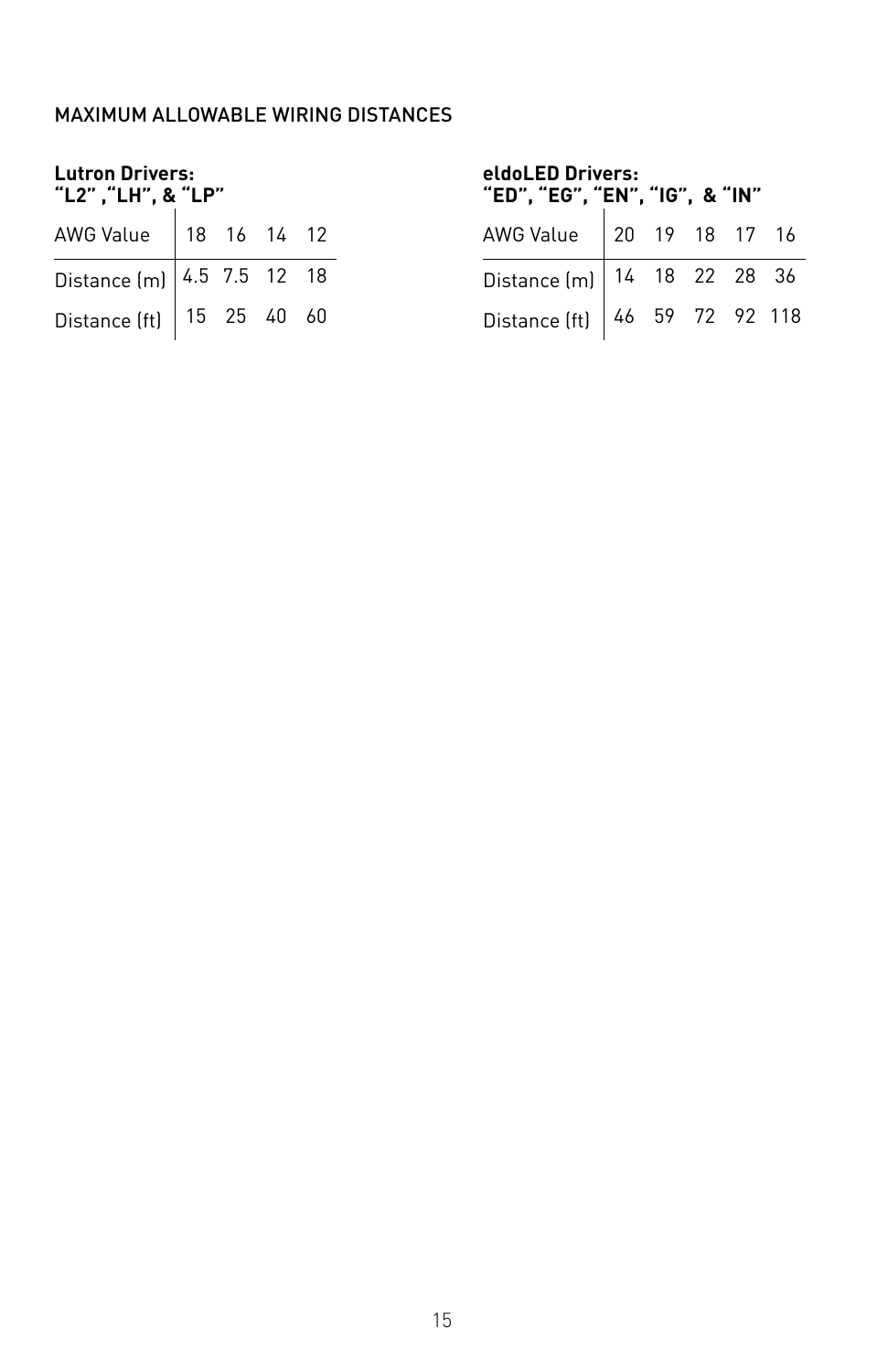MAXIMUM ALLOWABLE WIRING DISTANCES

**Lutron Drivers:**
**"L2" ,"LH", & "LP"**

| AWG Value | 18 | 16 | 14 | 12 |
|---|---|---|---|---|
| Distance (m) | 4.5 | 7.5 | 12 | 18 |
| Distance (ft) | 15 | 25 | 40 | 60 |

**eldoLED Drivers:**
**"ED", "EG", "EN", "IG", & "IN"**

| AWG Value | 20 | 19 | 18 | 17 | 16 |
|---|---|---|---|---|---|
| Distance (m) | 14 | 18 | 22 | 28 | 36 |
| Distance (ft) | 46 | 59 | 72 | 92 | 118 |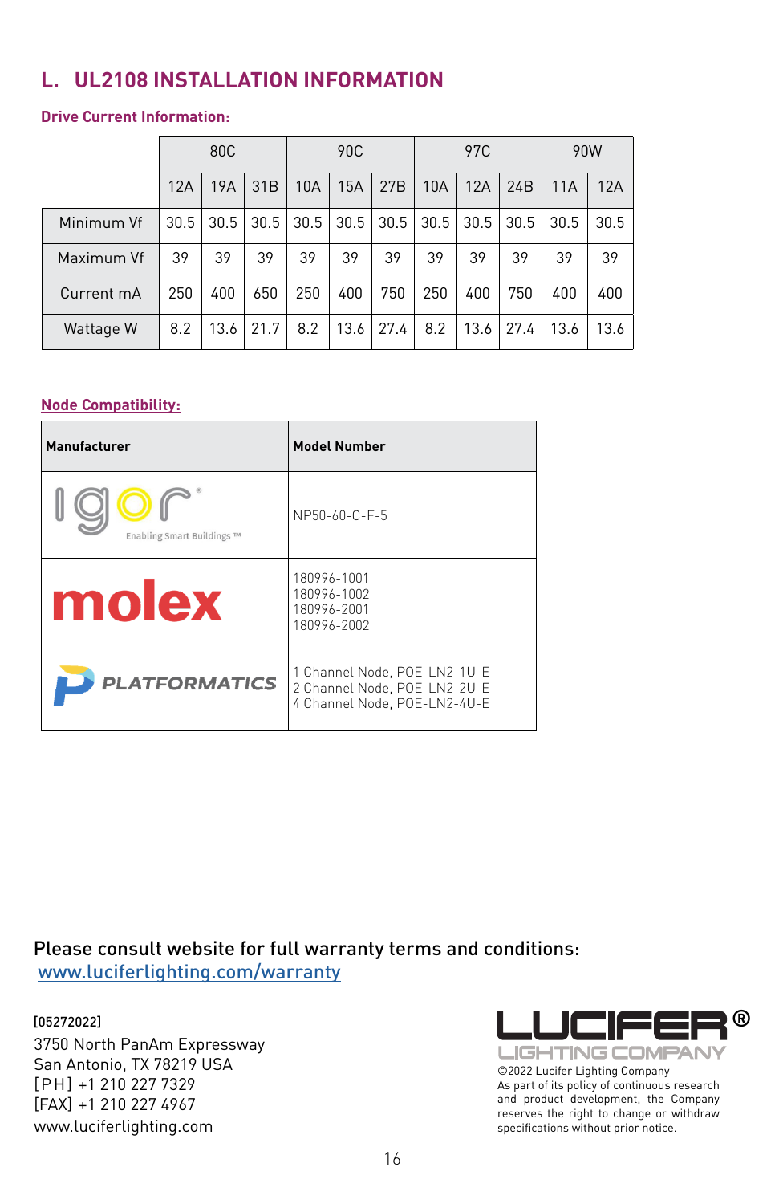## L. UL2108 INSTALLATION INFORMATION

**Drive Current Information:**

| | 80C | | | 90C | | | 97C | | | 90W | |
|---|---|---|---|---|---|---|---|---|---|---|---|
| | 12A | 19A | 31B | 10A | 15A | 27B | 10A | 12A | 24B | 11A | 12A |
| Minimum Vf | 30.5 | 30.5 | 30.5 | 30.5 | 30.5 | 30.5 | 30.5 | 30.5 | 30.5 | 30.5 | 30.5 |
| Maximum Vf | 39 | 39 | 39 | 39 | 39 | 39 | 39 | 39 | 39 | 39 | 39 |
| Current mA | 250 | 400 | 650 | 250 | 400 | 750 | 250 | 400 | 750 | 400 | 400 |
| Wattage W | 8.2 | 13.6 | 21.7 | 8.2 | 13.6 | 27.4 | 8.2 | 13.6 | 27.4 | 13.6 | 13.6 |

**Node Compatibility:**

| Manufacturer | Model Number |
|---|---|
| igor® Enabling Smart Buildings ™ | NP50-60-C-F-5 |
| molex | 180996-1001<br>180996-1002<br>180996-2001<br>180996-2002 |
| PLATFORMATICS | 1 Channel Node, POE-LN2-1U-E<br>2 Channel Node, POE-LN2-2U-E<br>4 Channel Node, POE-LN2-4U-E |

Please consult website for full warranty terms and conditions:
www.luciferlighting.com/warranty

[05272022]
3750 North PanAm Expressway
San Antonio, TX 78219 USA
[PH] +1 210 227 7329
[FAX] +1 210 227 4967
www.luciferlighting.com

LUCIFER® LIGHTING COMPANY
©2022 Lucifer Lighting Company
As part of its policy of continuous research and product development, the Company reserves the right to change or withdraw specifications without prior notice.